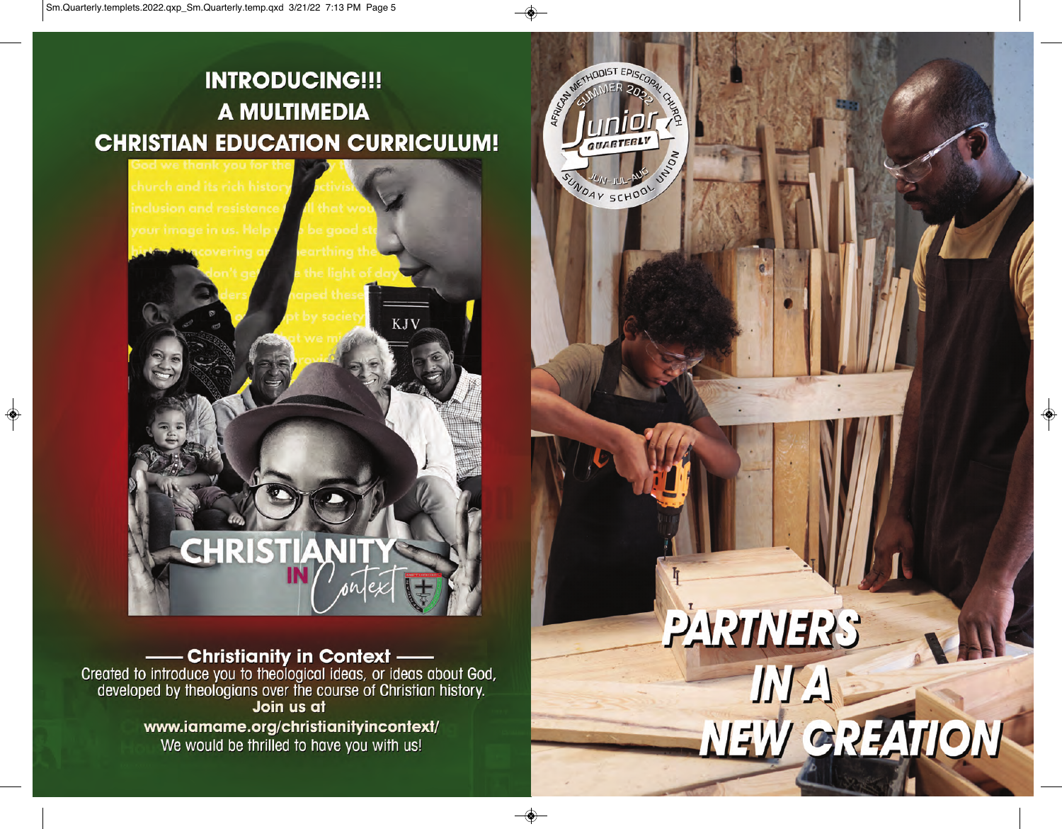# INTRODUCING!!!
# A MULTIMEDIA
# CHRISTIAN EDUCATION CURRICULUM!

CHRISTIANITY IN Context

**—— Christianity in Context ——**

Created to introduce you to theological ideas, or ideas about God, developed by theologians over the course of Christian history.

**Join us at**

**www.iamame.org/christianityincontext/**

We would be thrilled to have you with us!

AFRICAN METHODIST EPISCOPAL CHURCH
SUMMER 2022
Junior QUARTERLY
JUN-JUL-AUG
SUNDAY SCHOOL UNION

# PARTNERS IN A NEW CREATION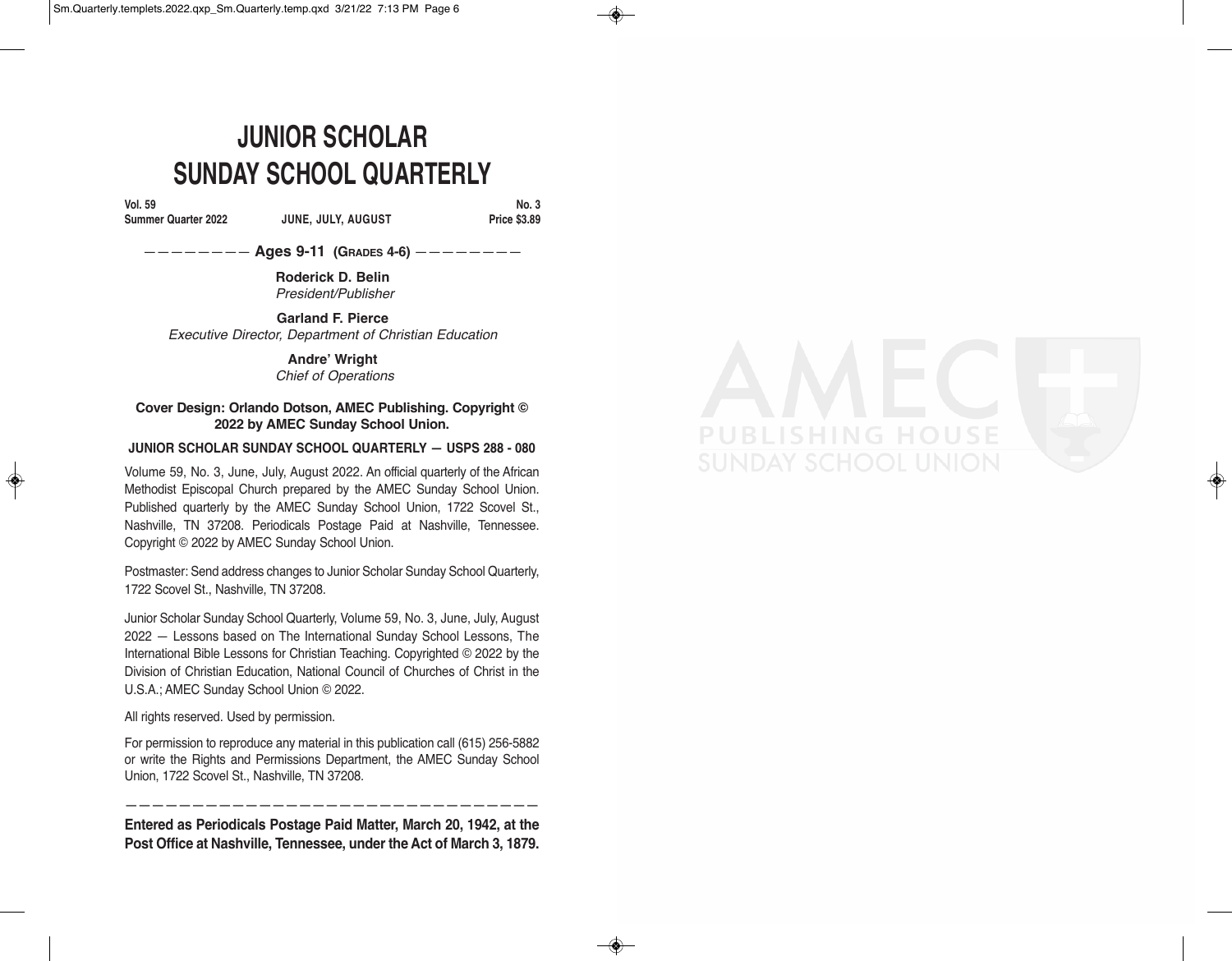# JUNIOR SCHOLAR SUNDAY SCHOOL QUARTERLY

**Vol. 59** **No. 3**
**Summer Quarter 2022** **JUNE, JULY, AUGUST** **Price $3.89**

——————— **Ages 9-11 (Grades 4-6)** ———————

**Roderick D. Belin**
*President/Publisher*

**Garland F. Pierce**
*Executive Director, Department of Christian Education*

**Andre' Wright**
*Chief of Operations*

**Cover Design: Orlando Dotson, AMEC Publishing. Copyright © 2022 by AMEC Sunday School Union.**

**JUNIOR SCHOLAR SUNDAY SCHOOL QUARTERLY — USPS 288 - 080**

Volume 59, No. 3, June, July, August 2022. An official quarterly of the African Methodist Episcopal Church prepared by the AMEC Sunday School Union. Published quarterly by the AMEC Sunday School Union, 1722 Scovel St., Nashville, TN 37208. Periodicals Postage Paid at Nashville, Tennessee. Copyright © 2022 by AMEC Sunday School Union.

Postmaster: Send address changes to Junior Scholar Sunday School Quarterly, 1722 Scovel St., Nashville, TN 37208.

Junior Scholar Sunday School Quarterly, Volume 59, No. 3, June, July, August 2022 — Lessons based on The International Sunday School Lessons, The International Bible Lessons for Christian Teaching. Copyrighted © 2022 by the Division of Christian Education, National Council of Churches of Christ in the U.S.A.; AMEC Sunday School Union © 2022.

All rights reserved. Used by permission.

For permission to reproduce any material in this publication call (615) 256-5882 or write the Rights and Permissions Department, the AMEC Sunday School Union, 1722 Scovel St., Nashville, TN 37208.

---

**Entered as Periodicals Postage Paid Matter, March 20, 1942, at the Post Office at Nashville, Tennessee, under the Act of March 3, 1879.**

AMEC PUBLISHING HOUSE SUNDAY SCHOOL UNION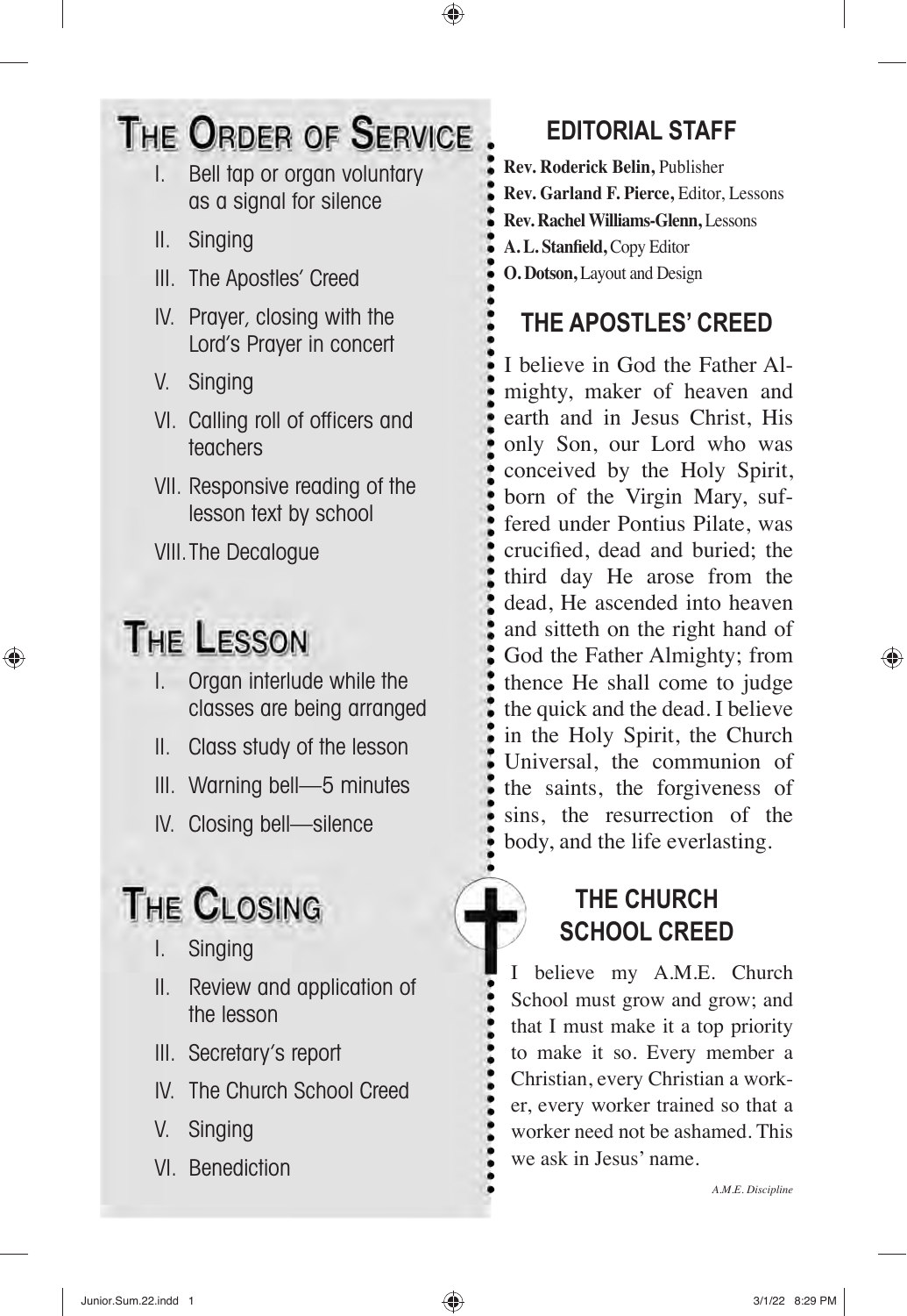# The Order of Service

I. Bell tap or organ voluntary as a signal for silence

II. Singing

III. The Apostles' Creed

IV. Prayer, closing with the Lord's Prayer in concert

V. Singing

VI. Calling roll of officers and teachers

VII. Responsive reading of the lesson text by school

VIII. The Decalogue

# The Lesson

I. Organ interlude while the classes are being arranged

II. Class study of the lesson

III. Warning bell—5 minutes

IV. Closing bell—silence

# The Closing

I. Singing

II. Review and application of the lesson

III. Secretary's report

IV. The Church School Creed

V. Singing

VI. Benediction

## EDITORIAL STAFF

**Rev. Roderick Belin,** Publisher
**Rev. Garland F. Pierce,** Editor, Lessons
**Rev. Rachel Williams-Glenn,** Lessons
**A. L. Stanfield,** Copy Editor
**O. Dotson,** Layout and Design

## THE APOSTLES' CREED

I believe in God the Father Almighty, maker of heaven and earth and in Jesus Christ, His only Son, our Lord who was conceived by the Holy Spirit, born of the Virgin Mary, suffered under Pontius Pilate, was crucified, dead and buried; the third day He arose from the dead, He ascended into heaven and sitteth on the right hand of God the Father Almighty; from thence He shall come to judge the quick and the dead. I believe in the Holy Spirit, the Church Universal, the communion of the saints, the forgiveness of sins, the resurrection of the body, and the life everlasting.

## THE CHURCH SCHOOL CREED

I believe my A.M.E. Church School must grow and grow; and that I must make it a top priority to make it so. Every member a Christian, every Christian a worker, every worker trained so that a worker need not be ashamed. This we ask in Jesus' name.

*A.M.E. Discipline*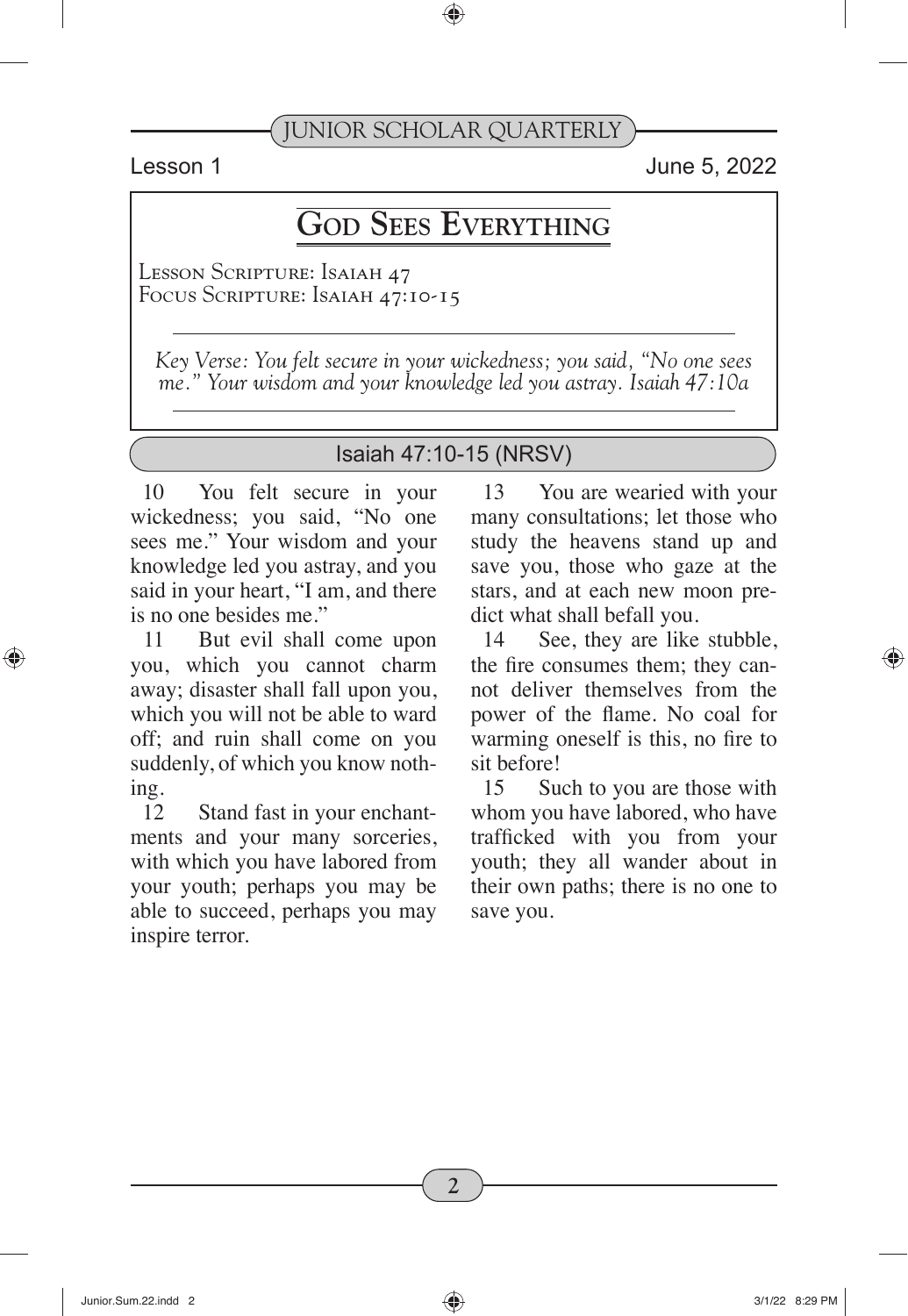Lesson 1 June 5, 2022

# God Sees Everything

Lesson Scripture: Isaiah 47
Focus Scripture: Isaiah 47:10-15

*Key Verse: You felt secure in your wickedness; you said, "No one sees me." Your wisdom and your knowledge led you astray. Isaiah 47:10a*

## Isaiah 47:10-15 (NRSV)

10 You felt secure in your wickedness; you said, "No one sees me." Your wisdom and your knowledge led you astray, and you said in your heart, "I am, and there is no one besides me."

11 But evil shall come upon you, which you cannot charm away; disaster shall fall upon you, which you will not be able to ward off; and ruin shall come on you suddenly, of which you know nothing.

12 Stand fast in your enchantments and your many sorceries, with which you have labored from your youth; perhaps you may be able to succeed, perhaps you may inspire terror.

13 You are wearied with your many consultations; let those who study the heavens stand up and save you, those who gaze at the stars, and at each new moon predict what shall befall you.

14 See, they are like stubble, the fire consumes them; they cannot deliver themselves from the power of the flame. No coal for warming oneself is this, no fire to sit before!

15 Such to you are those with whom you have labored, who have trafficked with you from your youth; they all wander about in their own paths; there is no one to save you.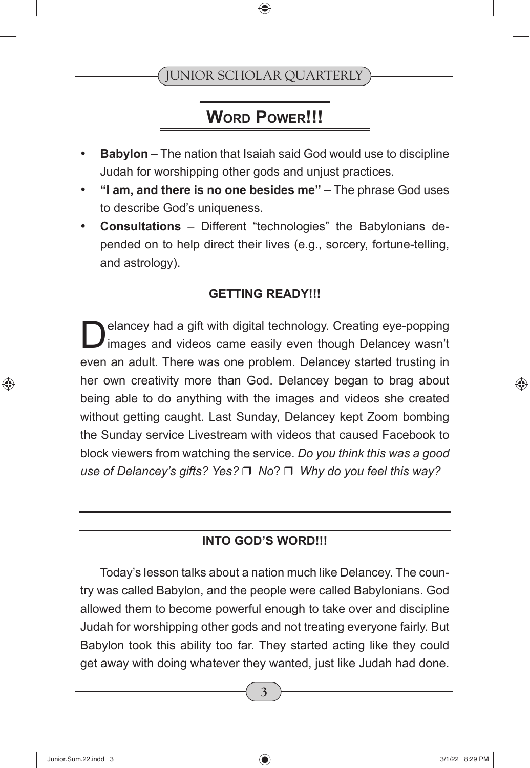## Word Power!!!

- **Babylon** – The nation that Isaiah said God would use to discipline Judah for worshipping other gods and unjust practices.
- **"I am, and there is no one besides me"** – The phrase God uses to describe God's uniqueness.
- **Consultations** – Different "technologies" the Babylonians depended on to help direct their lives (e.g., sorcery, fortune-telling, and astrology).

### GETTING READY!!!

Delancey had a gift with digital technology. Creating eye-popping images and videos came easily even though Delancey wasn't even an adult. There was one problem. Delancey started trusting in her own creativity more than God. Delancey began to brag about being able to do anything with the images and videos she created without getting caught. Last Sunday, Delancey kept Zoom bombing the Sunday service Livestream with videos that caused Facebook to block viewers from watching the service. *Do you think this was a good use of Delancey's gifts? Yes?* ❒ *No*? ❒ *Why do you feel this way?*

---

### INTO GOD'S WORD!!!

Today's lesson talks about a nation much like Delancey. The country was called Babylon, and the people were called Babylonians. God allowed them to become powerful enough to take over and discipline Judah for worshipping other gods and not treating everyone fairly. But Babylon took this ability too far. They started acting like they could get away with doing whatever they wanted, just like Judah had done.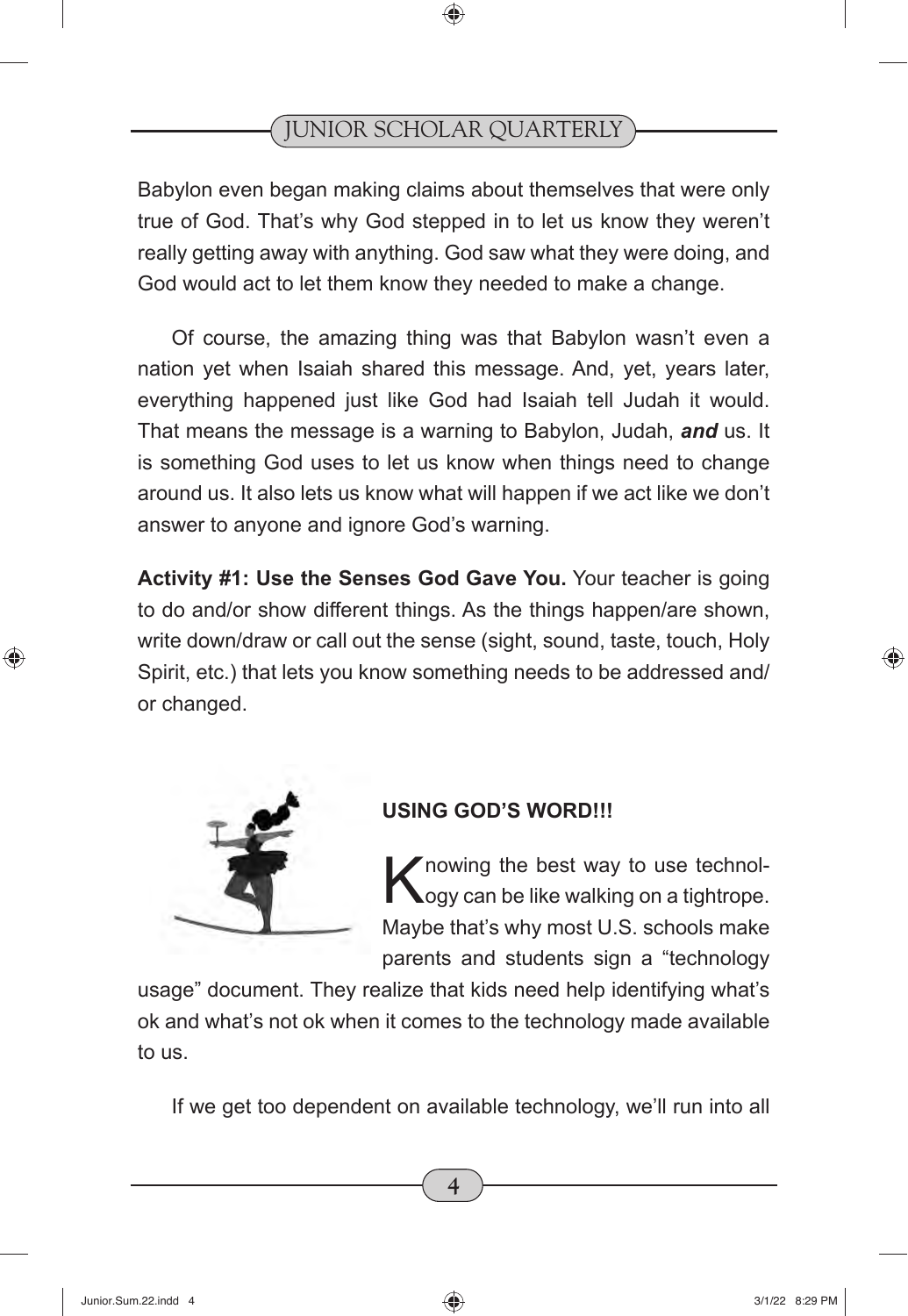Babylon even began making claims about themselves that were only true of God. That's why God stepped in to let us know they weren't really getting away with anything. God saw what they were doing, and God would act to let them know they needed to make a change.

Of course, the amazing thing was that Babylon wasn't even a nation yet when Isaiah shared this message. And, yet, years later, everything happened just like God had Isaiah tell Judah it would. That means the message is a warning to Babylon, Judah, ***and*** us. It is something God uses to let us know when things need to change around us. It also lets us know what will happen if we act like we don't answer to anyone and ignore God's warning.

**Activity #1: Use the Senses God Gave You.** Your teacher is going to do and/or show different things. As the things happen/are shown, write down/draw or call out the sense (sight, sound, taste, touch, Holy Spirit, etc.) that lets you know something needs to be addressed and/or changed.

## USING GOD'S WORD!!!

Knowing the best way to use technology can be like walking on a tightrope. Maybe that's why most U.S. schools make parents and students sign a "technology usage" document. They realize that kids need help identifying what's ok and what's not ok when it comes to the technology made available to us.

If we get too dependent on available technology, we'll run into all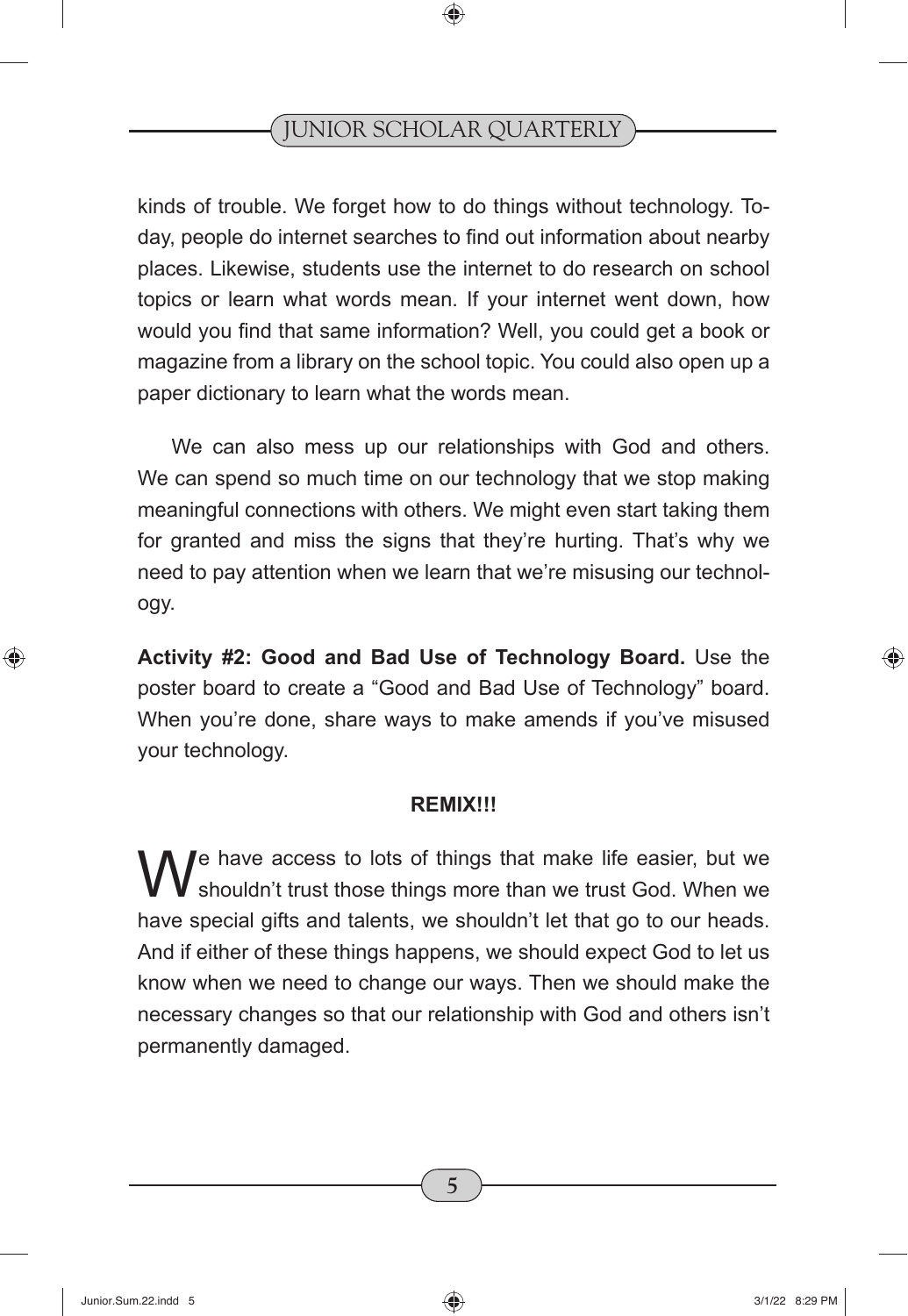kinds of trouble. We forget how to do things without technology. Today, people do internet searches to find out information about nearby places. Likewise, students use the internet to do research on school topics or learn what words mean. If your internet went down, how would you find that same information? Well, you could get a book or magazine from a library on the school topic. You could also open up a paper dictionary to learn what the words mean.

We can also mess up our relationships with God and others. We can spend so much time on our technology that we stop making meaningful connections with others. We might even start taking them for granted and miss the signs that they're hurting. That's why we need to pay attention when we learn that we're misusing our technology.

**Activity #2: Good and Bad Use of Technology Board.** Use the poster board to create a "Good and Bad Use of Technology" board. When you're done, share ways to make amends if you've misused your technology.

**REMIX!!!**

We have access to lots of things that make life easier, but we shouldn't trust those things more than we trust God. When we have special gifts and talents, we shouldn't let that go to our heads. And if either of these things happens, we should expect God to let us know when we need to change our ways. Then we should make the necessary changes so that our relationship with God and others isn't permanently damaged.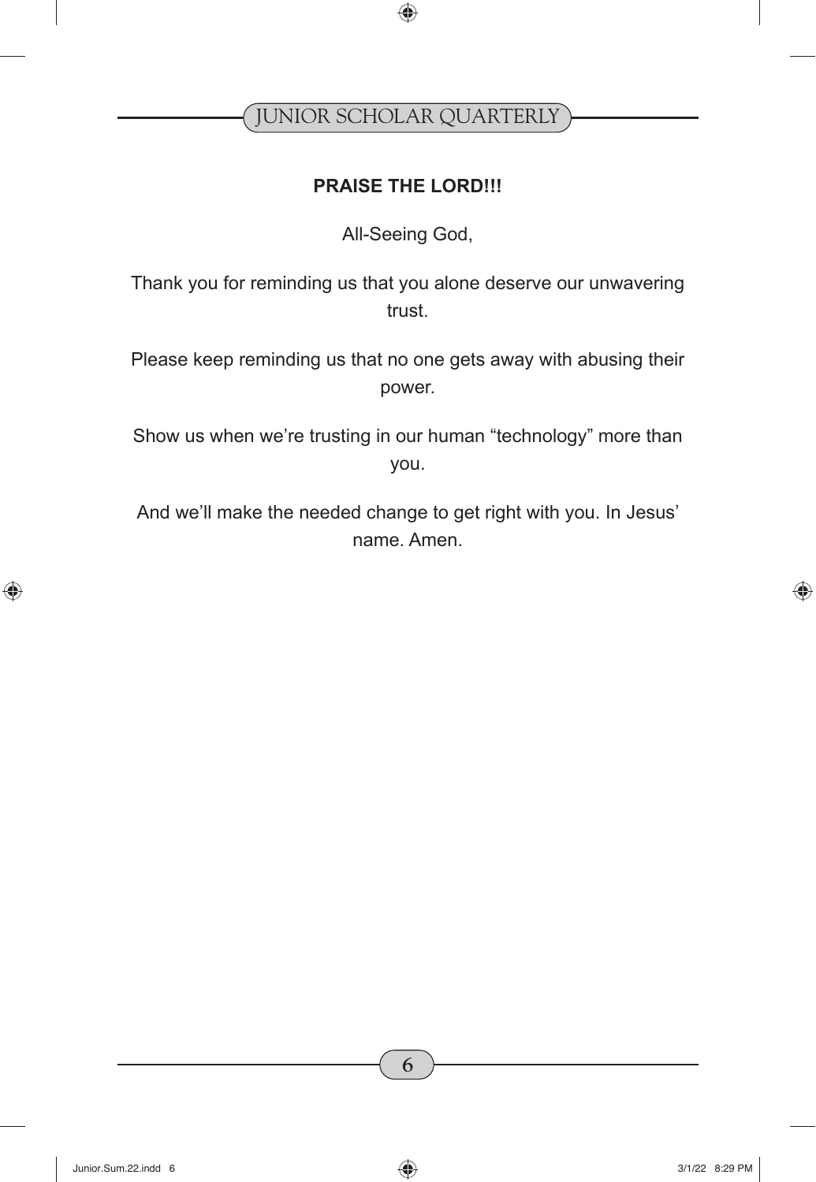**PRAISE THE LORD!!!**

All-Seeing God,

Thank you for reminding us that you alone deserve our unwavering trust.

Please keep reminding us that no one gets away with abusing their power.

Show us when we're trusting in our human "technology" more than you.

And we'll make the needed change to get right with you. In Jesus' name. Amen.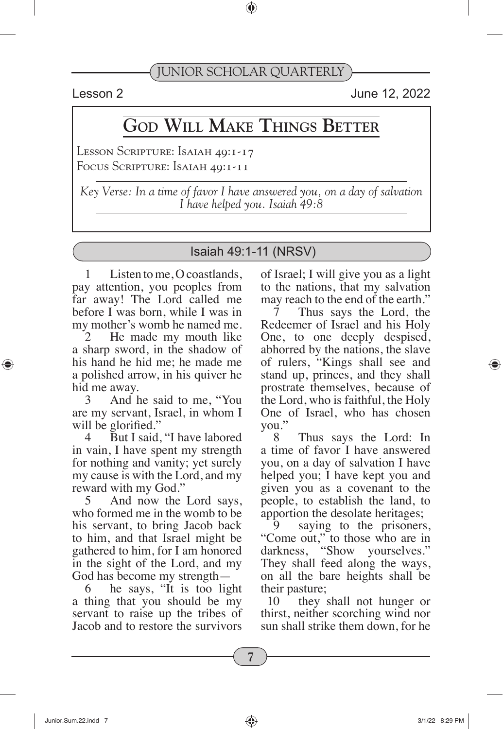Lesson 2 June 12, 2022

# God Will Make Things Better

Lesson Scripture: Isaiah 49:1-17
Focus Scripture: Isaiah 49:1-11

*Key Verse: In a time of favor I have answered you, on a day of salvation I have helped you. Isaiah 49:8*

## Isaiah 49:1-11 (NRSV)

1 Listen to me, O coastlands, pay attention, you peoples from far away! The Lord called me before I was born, while I was in my mother's womb he named me.

2 He made my mouth like a sharp sword, in the shadow of his hand he hid me; he made me a polished arrow, in his quiver he hid me away.

3 And he said to me, "You are my servant, Israel, in whom I will be glorified."

4 But I said, "I have labored in vain, I have spent my strength for nothing and vanity; yet surely my cause is with the Lord, and my reward with my God."

5 And now the Lord says, who formed me in the womb to be his servant, to bring Jacob back to him, and that Israel might be gathered to him, for I am honored in the sight of the Lord, and my God has become my strength—

6 he says, "It is too light a thing that you should be my servant to raise up the tribes of Jacob and to restore the survivors of Israel; I will give you as a light to the nations, that my salvation may reach to the end of the earth."

7 Thus says the Lord, the Redeemer of Israel and his Holy One, to one deeply despised, abhorred by the nations, the slave of rulers, "Kings shall see and stand up, princes, and they shall prostrate themselves, because of the Lord, who is faithful, the Holy One of Israel, who has chosen you."

8 Thus says the Lord: In a time of favor I have answered you, on a day of salvation I have helped you; I have kept you and given you as a covenant to the people, to establish the land, to apportion the desolate heritages;

9 saying to the prisoners, "Come out," to those who are in darkness, "Show yourselves." They shall feed along the ways, on all the bare heights shall be their pasture;

10 they shall not hunger or thirst, neither scorching wind nor sun shall strike them down, for he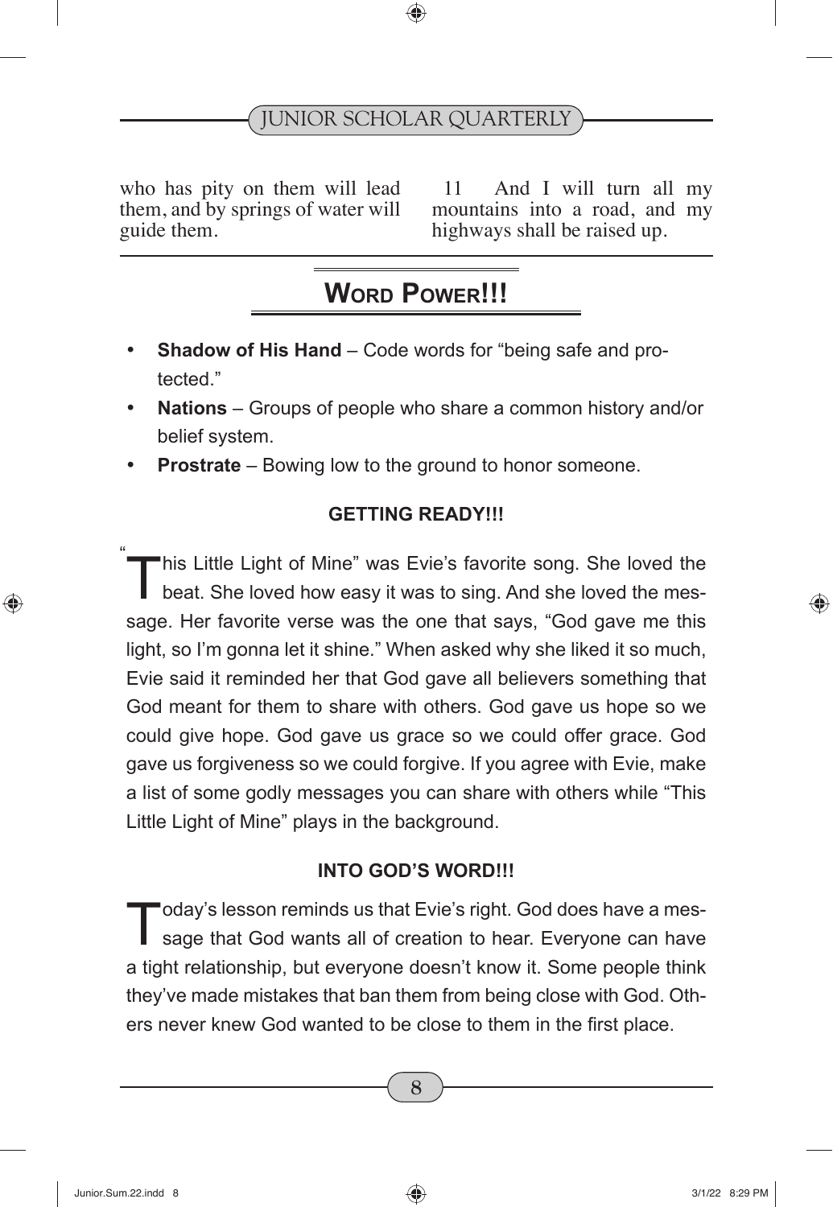who has pity on them will lead them, and by springs of water will guide them.

11 And I will turn all my mountains into a road, and my highways shall be raised up.

## Word Power!!!

- **Shadow of His Hand** – Code words for "being safe and protected."
- **Nations** – Groups of people who share a common history and/or belief system.
- **Prostrate** – Bowing low to the ground to honor someone.

### GETTING READY!!!

"This Little Light of Mine" was Evie's favorite song. She loved the beat. She loved how easy it was to sing. And she loved the message. Her favorite verse was the one that says, "God gave me this light, so I'm gonna let it shine." When asked why she liked it so much, Evie said it reminded her that God gave all believers something that God meant for them to share with others. God gave us hope so we could give hope. God gave us grace so we could offer grace. God gave us forgiveness so we could forgive. If you agree with Evie, make a list of some godly messages you can share with others while "This Little Light of Mine" plays in the background.

### INTO GOD'S WORD!!!

Today's lesson reminds us that Evie's right. God does have a message that God wants all of creation to hear. Everyone can have a tight relationship, but everyone doesn't know it. Some people think they've made mistakes that ban them from being close with God. Others never knew God wanted to be close to them in the first place.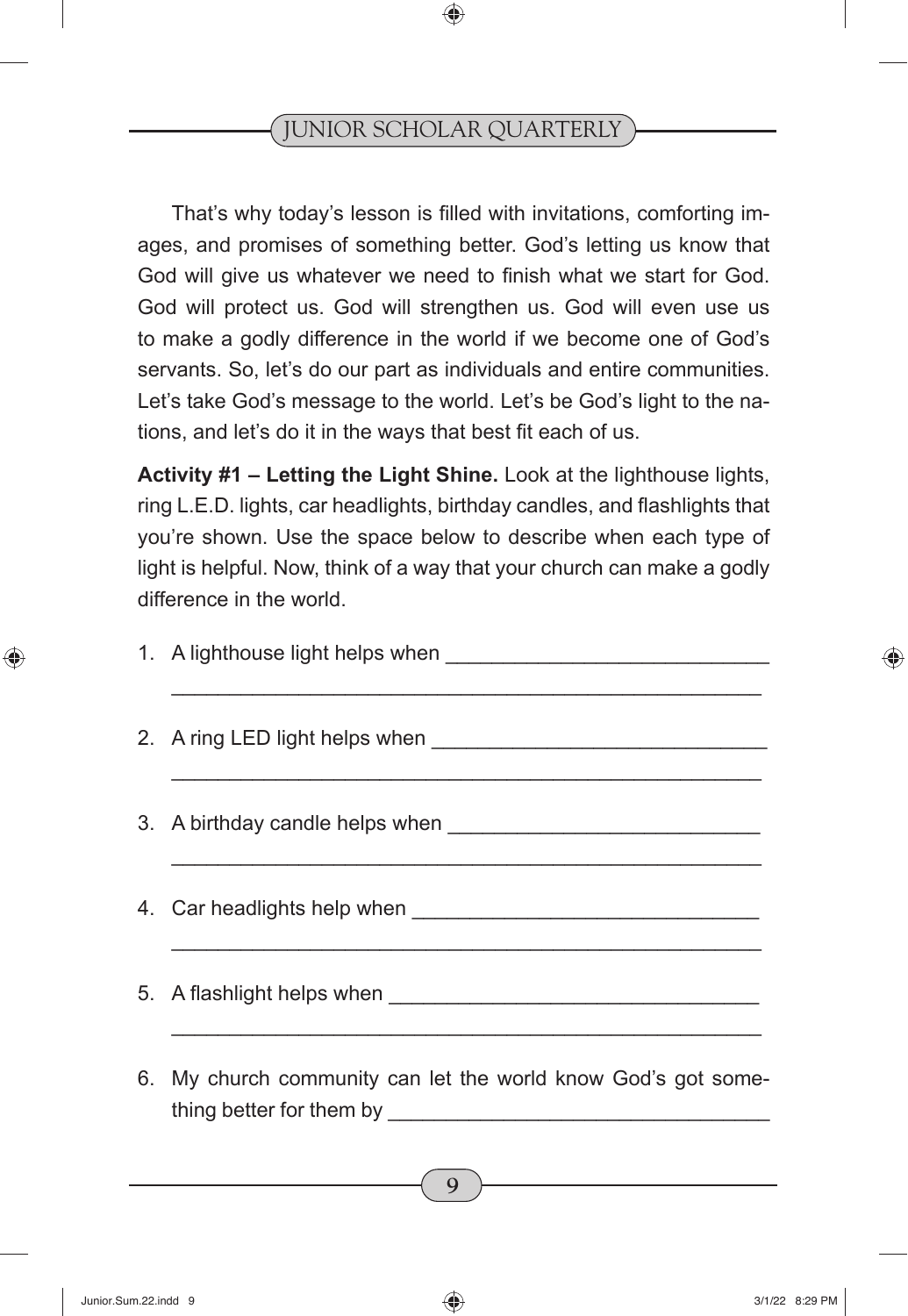That's why today's lesson is filled with invitations, comforting images, and promises of something better. God's letting us know that God will give us whatever we need to finish what we start for God. God will protect us. God will strengthen us. God will even use us to make a godly difference in the world if we become one of God's servants. So, let's do our part as individuals and entire communities. Let's take God's message to the world. Let's be God's light to the nations, and let's do it in the ways that best fit each of us.

**Activity #1 – Letting the Light Shine.** Look at the lighthouse lights, ring L.E.D. lights, car headlights, birthday candles, and flashlights that you're shown. Use the space below to describe when each type of light is helpful. Now, think of a way that your church can make a godly difference in the world.

1. A lighthouse light helps when ____________________________
   ________________________________________________
2. A ring LED light helps when ____________________________
   ________________________________________________
3. A birthday candle helps when ___________________________
   ________________________________________________
4. Car headlights help when ______________________________
   ________________________________________________
5. A flashlight helps when ________________________________
   ________________________________________________
6. My church community can let the world know God's got something better for them by _________________________________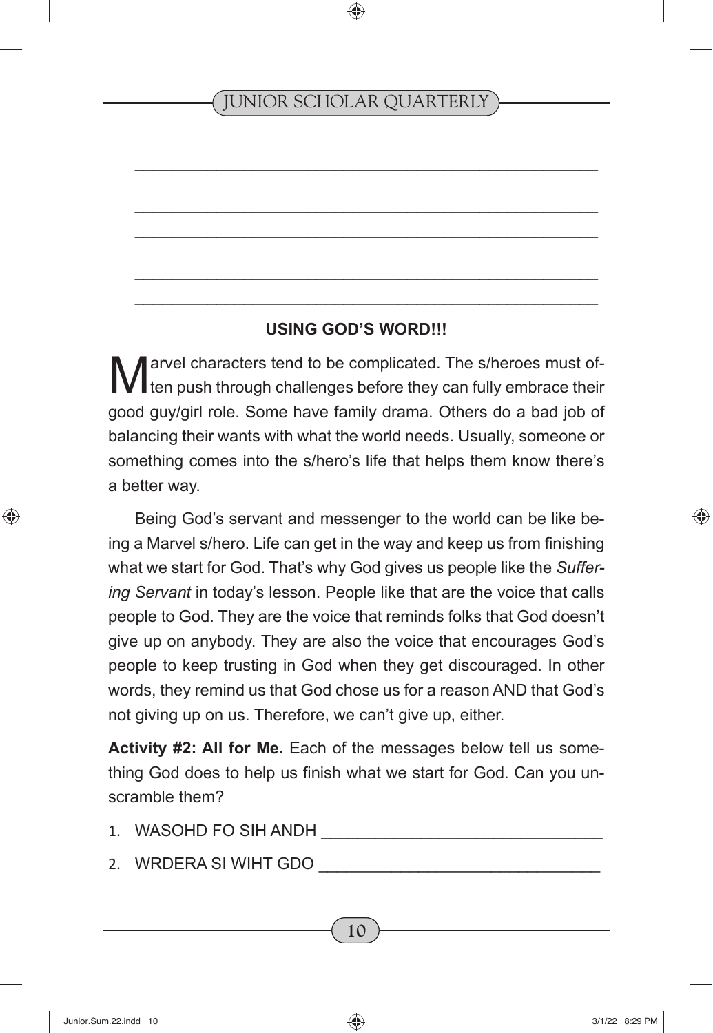\_\_\_\_\_\_\_\_\_\_\_\_\_\_\_\_\_\_\_\_\_\_\_\_\_\_\_\_\_\_\_\_\_\_\_\_\_\_\_\_\_\_\_\_\_\_\_\_

\_\_\_\_\_\_\_\_\_\_\_\_\_\_\_\_\_\_\_\_\_\_\_\_\_\_\_\_\_\_\_\_\_\_\_\_\_\_\_\_\_\_\_\_\_\_\_\_

\_\_\_\_\_\_\_\_\_\_\_\_\_\_\_\_\_\_\_\_\_\_\_\_\_\_\_\_\_\_\_\_\_\_\_\_\_\_\_\_\_\_\_\_\_\_\_\_

\_\_\_\_\_\_\_\_\_\_\_\_\_\_\_\_\_\_\_\_\_\_\_\_\_\_\_\_\_\_\_\_\_\_\_\_\_\_\_\_\_\_\_\_\_\_\_\_

\_\_\_\_\_\_\_\_\_\_\_\_\_\_\_\_\_\_\_\_\_\_\_\_\_\_\_\_\_\_\_\_\_\_\_\_\_\_\_\_\_\_\_\_\_\_\_\_

**USING GOD'S WORD!!!**

Marvel characters tend to be complicated. The s/heroes must often push through challenges before they can fully embrace their good guy/girl role. Some have family drama. Others do a bad job of balancing their wants with what the world needs. Usually, someone or something comes into the s/hero's life that helps them know there's a better way.

Being God's servant and messenger to the world can be like being a Marvel s/hero. Life can get in the way and keep us from finishing what we start for God. That's why God gives us people like the *Suffering Servant* in today's lesson. People like that are the voice that calls people to God. They are the voice that reminds folks that God doesn't give up on anybody. They are also the voice that encourages God's people to keep trusting in God when they get discouraged. In other words, they remind us that God chose us for a reason AND that God's not giving up on us. Therefore, we can't give up, either.

**Activity #2: All for Me.** Each of the messages below tell us something God does to help us finish what we start for God. Can you unscramble them?

1. WASOHD FO SIH ANDH \_\_\_\_\_\_\_\_\_\_\_\_\_\_\_\_\_\_\_\_\_\_\_\_\_\_\_\_\_\_
2. WRDERA SI WIHT GDO \_\_\_\_\_\_\_\_\_\_\_\_\_\_\_\_\_\_\_\_\_\_\_\_\_\_\_\_\_\_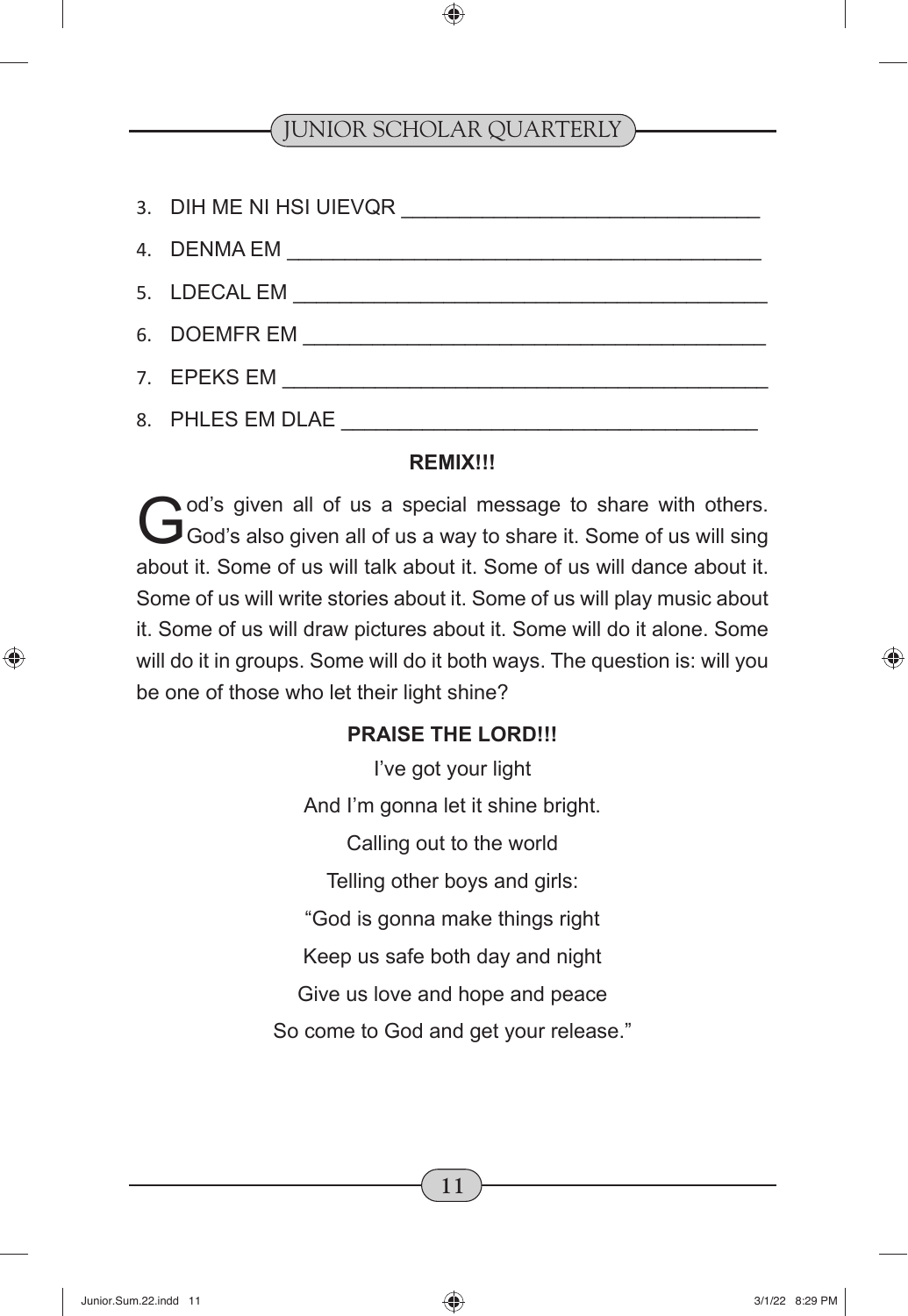3. DIH ME NI HSI UIEVQR ______________________________

4. DENMA EM ______________________________________

5. LDECAL EM ______________________________________

6. DOEMFR EM ______________________________________

7. EPEKS EM ______________________________________

8. PHLES EM DLAE __________________________________

**REMIX!!!**

God's given all of us a special message to share with others. God's also given all of us a way to share it. Some of us will sing about it. Some of us will talk about it. Some of us will dance about it. Some of us will write stories about it. Some of us will play music about it. Some of us will draw pictures about it. Some will do it alone. Some will do it in groups. Some will do it both ways. The question is: will you be one of those who let their light shine?

**PRAISE THE LORD!!!**

I've got your light

And I'm gonna let it shine bright.

Calling out to the world

Telling other boys and girls:

"God is gonna make things right

Keep us safe both day and night

Give us love and hope and peace

So come to God and get your release."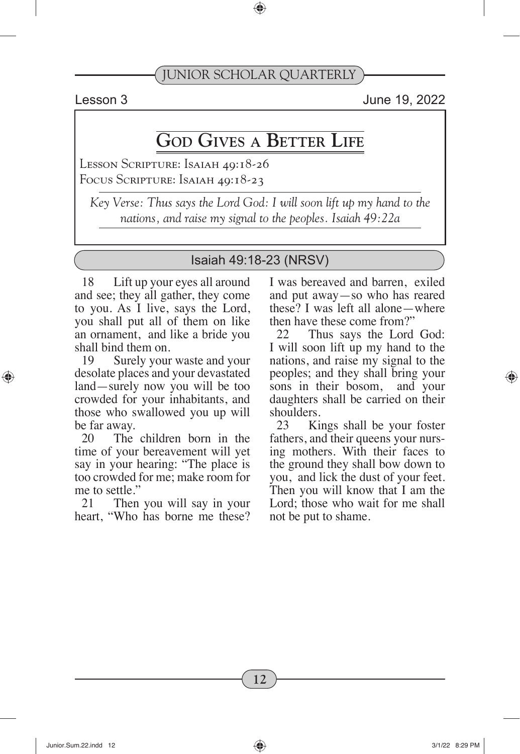Lesson 3 June 19, 2022

# God Gives a Better Life

Lesson Scripture: Isaiah 49:18-26
Focus Scripture: Isaiah 49:18-23

*Key Verse: Thus says the Lord God: I will soon lift up my hand to the nations, and raise my signal to the peoples. Isaiah 49:22a*

## Isaiah 49:18-23 (NRSV)

18 Lift up your eyes all around and see; they all gather, they come to you. As I live, says the Lord, you shall put all of them on like an ornament, and like a bride you shall bind them on.

19 Surely your waste and your desolate places and your devastated land—surely now you will be too crowded for your inhabitants, and those who swallowed you up will be far away.

20 The children born in the time of your bereavement will yet say in your hearing: "The place is too crowded for me; make room for me to settle."

21 Then you will say in your heart, "Who has borne me these? I was bereaved and barren, exiled and put away—so who has reared these? I was left all alone—where then have these come from?"

22 Thus says the Lord God: I will soon lift up my hand to the nations, and raise my signal to the peoples; and they shall bring your sons in their bosom, and your daughters shall be carried on their shoulders.

23 Kings shall be your foster fathers, and their queens your nursing mothers. With their faces to the ground they shall bow down to you, and lick the dust of your feet. Then you will know that I am the Lord; those who wait for me shall not be put to shame.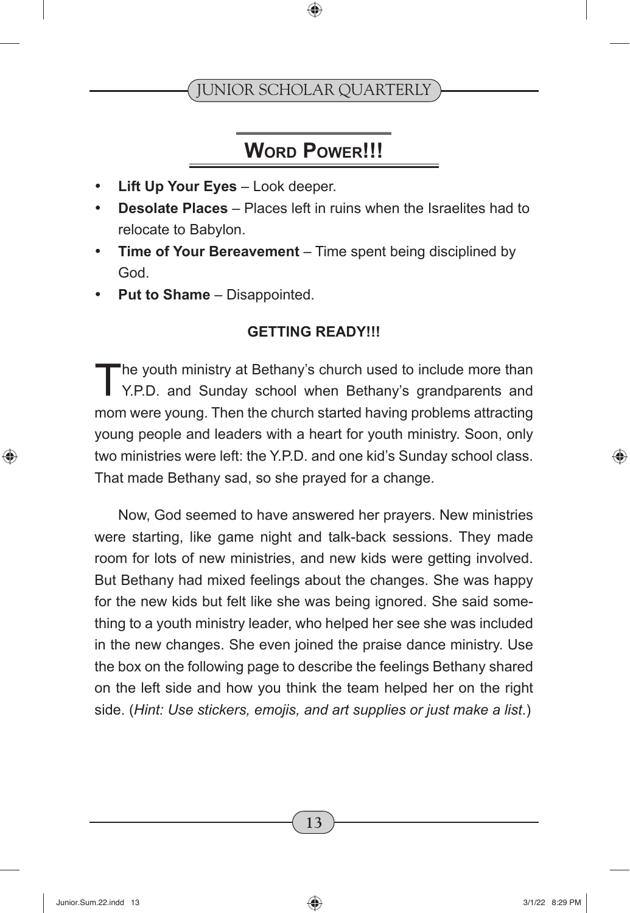## Word Power!!!

- **Lift Up Your Eyes** – Look deeper.
- **Desolate Places** – Places left in ruins when the Israelites had to relocate to Babylon.
- **Time of Your Bereavement** – Time spent being disciplined by God.
- **Put to Shame** – Disappointed.

### GETTING READY!!!

The youth ministry at Bethany's church used to include more than Y.P.D. and Sunday school when Bethany's grandparents and mom were young. Then the church started having problems attracting young people and leaders with a heart for youth ministry. Soon, only two ministries were left: the Y.P.D. and one kid's Sunday school class. That made Bethany sad, so she prayed for a change.

Now, God seemed to have answered her prayers. New ministries were starting, like game night and talk-back sessions. They made room for lots of new ministries, and new kids were getting involved. But Bethany had mixed feelings about the changes. She was happy for the new kids but felt like she was being ignored. She said something to a youth ministry leader, who helped her see she was included in the new changes. She even joined the praise dance ministry. Use the box on the following page to describe the feelings Bethany shared on the left side and how you think the team helped her on the right side. (*Hint: Use stickers, emojis, and art supplies or just make a list*.)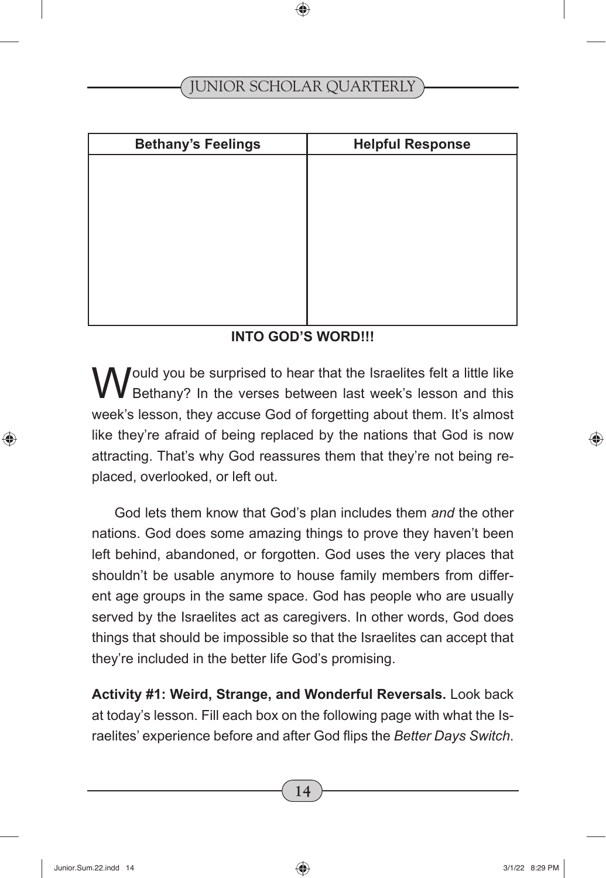| Bethany's Feelings | Helpful Response |
| --- | --- |
| | |

**INTO GOD'S WORD!!!**

Would you be surprised to hear that the Israelites felt a little like Bethany? In the verses between last week's lesson and this week's lesson, they accuse God of forgetting about them. It's almost like they're afraid of being replaced by the nations that God is now attracting. That's why God reassures them that they're not being replaced, overlooked, or left out.

God lets them know that God's plan includes them *and* the other nations. God does some amazing things to prove they haven't been left behind, abandoned, or forgotten. God uses the very places that shouldn't be usable anymore to house family members from different age groups in the same space. God has people who are usually served by the Israelites act as caregivers. In other words, God does things that should be impossible so that the Israelites can accept that they're included in the better life God's promising.

**Activity #1: Weird, Strange, and Wonderful Reversals.** Look back at today's lesson. Fill each box on the following page with what the Israelites' experience before and after God flips the *Better Days Switch*.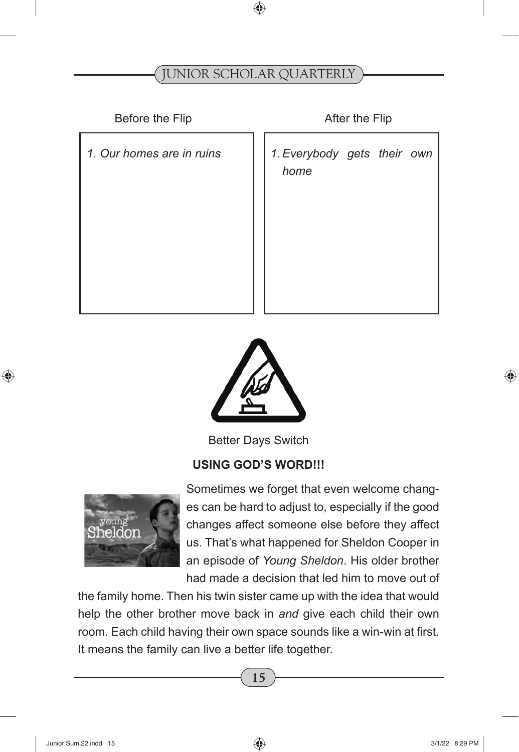| Before the Flip | After the Flip |
| --- | --- |
| *1. Our homes are in ruins* | *1. Everybody gets their own home* |

Better Days Switch

**USING GOD'S WORD!!!**

Sometimes we forget that even welcome changes can be hard to adjust to, especially if the good changes affect someone else before they affect us. That's what happened for Sheldon Cooper in an episode of *Young Sheldon*. His older brother had made a decision that led him to move out of the family home. Then his twin sister came up with the idea that would help the other brother move back in *and* give each child their own room. Each child having their own space sounds like a win-win at first. It means the family can live a better life together.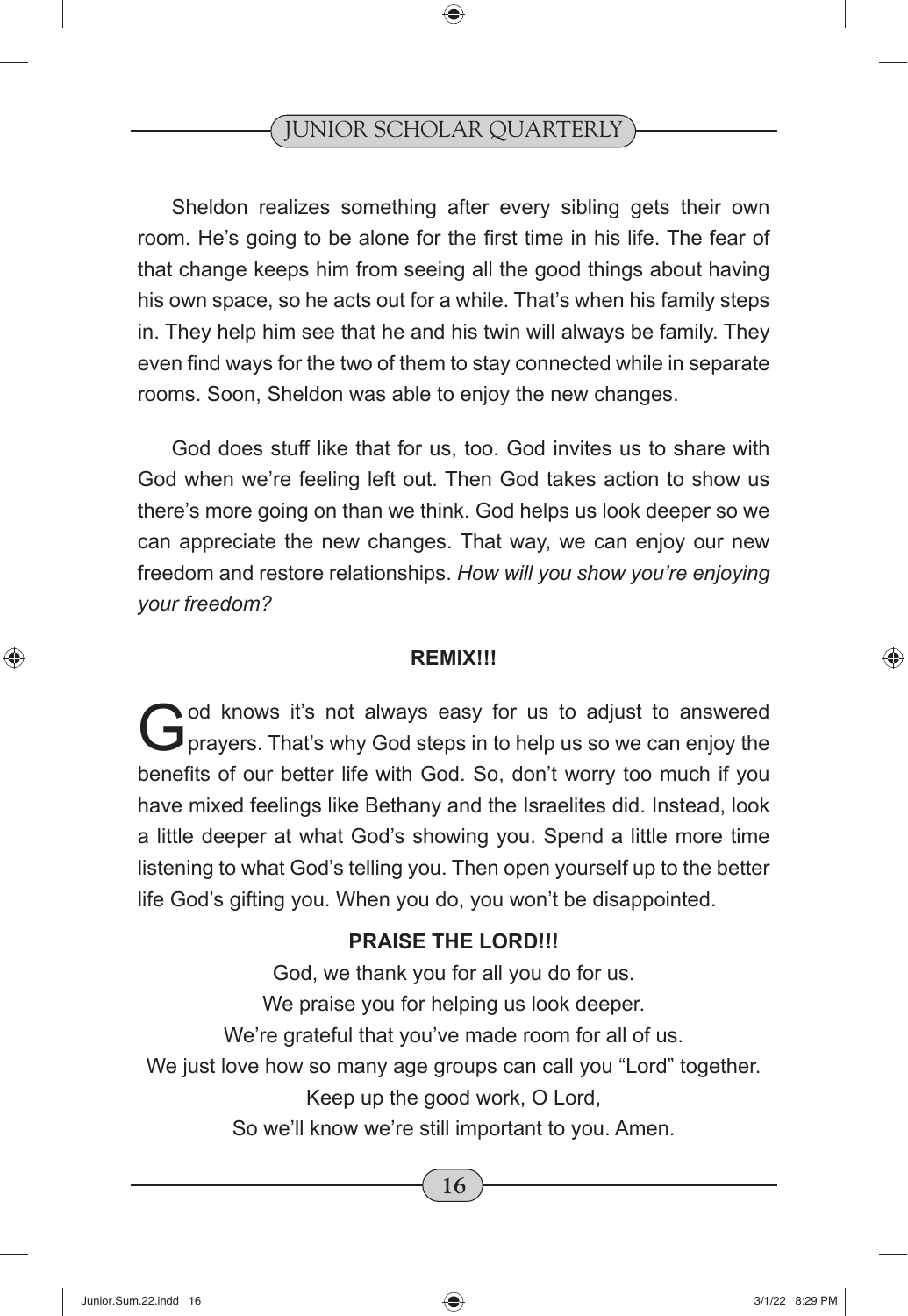Sheldon realizes something after every sibling gets their own room. He's going to be alone for the first time in his life. The fear of that change keeps him from seeing all the good things about having his own space, so he acts out for a while. That's when his family steps in. They help him see that he and his twin will always be family. They even find ways for the two of them to stay connected while in separate rooms. Soon, Sheldon was able to enjoy the new changes.

God does stuff like that for us, too. God invites us to share with God when we're feeling left out. Then God takes action to show us there's more going on than we think. God helps us look deeper so we can appreciate the new changes. That way, we can enjoy our new freedom and restore relationships. *How will you show you're enjoying your freedom?*

**REMIX!!!**

God knows it's not always easy for us to adjust to answered prayers. That's why God steps in to help us so we can enjoy the benefits of our better life with God. So, don't worry too much if you have mixed feelings like Bethany and the Israelites did. Instead, look a little deeper at what God's showing you. Spend a little more time listening to what God's telling you. Then open yourself up to the better life God's gifting you. When you do, you won't be disappointed.

**PRAISE THE LORD!!!**

God, we thank you for all you do for us.
We praise you for helping us look deeper.
We're grateful that you've made room for all of us.
We just love how so many age groups can call you "Lord" together.
Keep up the good work, O Lord,
So we'll know we're still important to you. Amen.